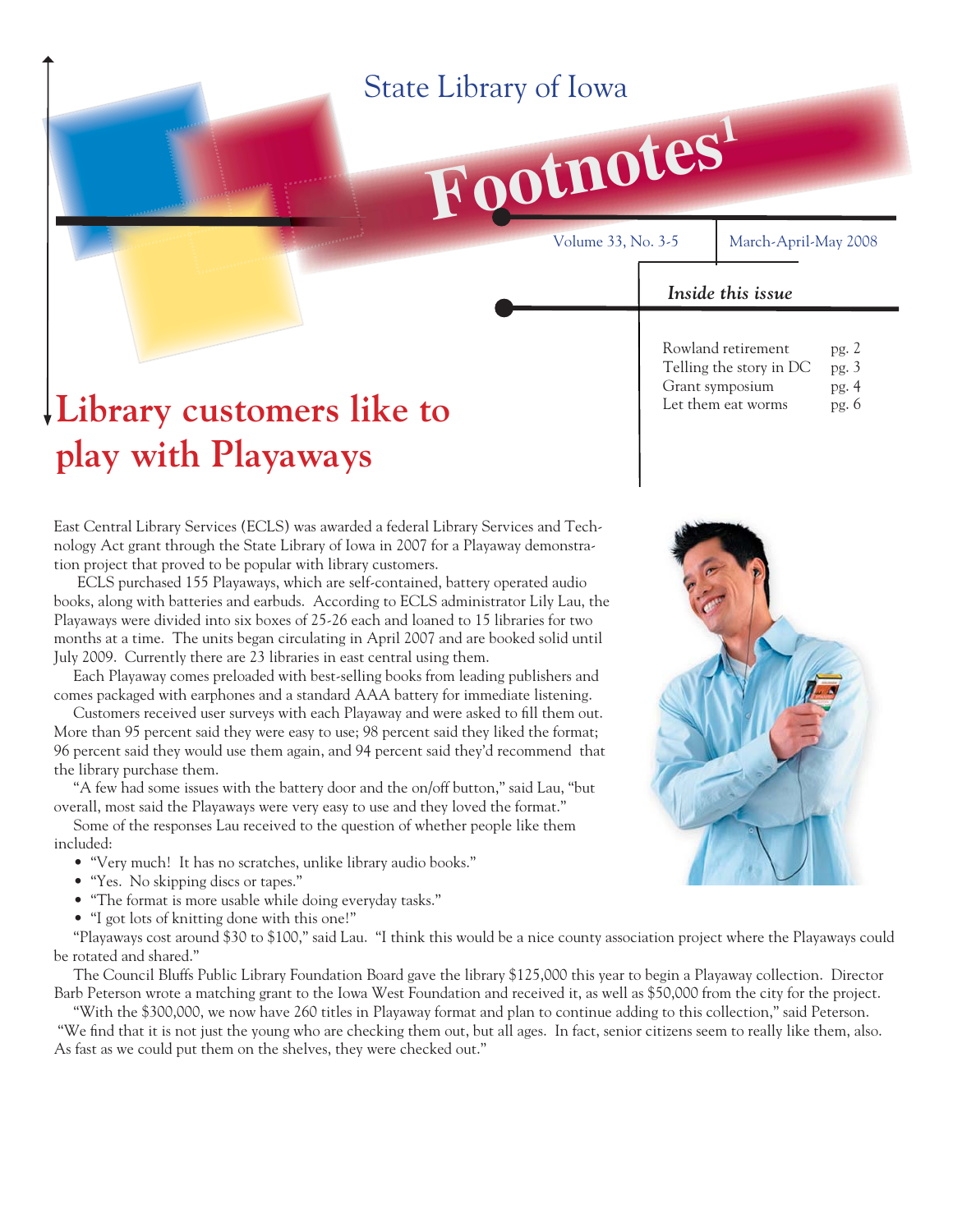State Library of Iowa

# Footnotes[1]

Volume 33, No. 3-5 | March-April-May 2008

***Inside this issue***

| | |
|---|---|
| Rowland retirement | pg. 2 |
| Telling the story in DC | pg. 3 |
| Grant symposium | pg. 4 |
| Let them eat worms | pg. 6 |

## Library customers like to play with Playaways

East Central Library Services (ECLS) was awarded a federal Library Services and Technology Act grant through the State Library of Iowa in 2007 for a Playaway demonstration project that proved to be popular with library customers.

ECLS purchased 155 Playaways, which are self-contained, battery operated audio books, along with batteries and earbuds. According to ECLS administrator Lily Lau, the Playaways were divided into six boxes of 25-26 each and loaned to 15 libraries for two months at a time. The units began circulating in April 2007 and are booked solid until July 2009. Currently there are 23 libraries in east central using them.

Each Playaway comes preloaded with best-selling books from leading publishers and comes packaged with earphones and a standard AAA battery for immediate listening.

Customers received user surveys with each Playaway and were asked to fill them out. More than 95 percent said they were easy to use; 98 percent said they liked the format; 96 percent said they would use them again, and 94 percent said they'd recommend that the library purchase them.

"A few had some issues with the battery door and the on/off button," said Lau, "but overall, most said the Playaways were very easy to use and they loved the format."

Some of the responses Lau received to the question of whether people like them included:

- "Very much! It has no scratches, unlike library audio books."
- "Yes. No skipping discs or tapes."
- "The format is more usable while doing everyday tasks."
- "I got lots of knitting done with this one!"

"Playaways cost around $30 to $100," said Lau. "I think this would be a nice county association project where the Playaways could be rotated and shared."

The Council Bluffs Public Library Foundation Board gave the library $125,000 this year to begin a Playaway collection. Director Barb Peterson wrote a matching grant to the Iowa West Foundation and received it, as well as $50,000 from the city for the project.

"With the $300,000, we now have 260 titles in Playaway format and plan to continue adding to this collection," said Peterson. "We find that it is not just the young who are checking them out, but all ages. In fact, senior citizens seem to really like them, also. As fast as we could put them on the shelves, they were checked out."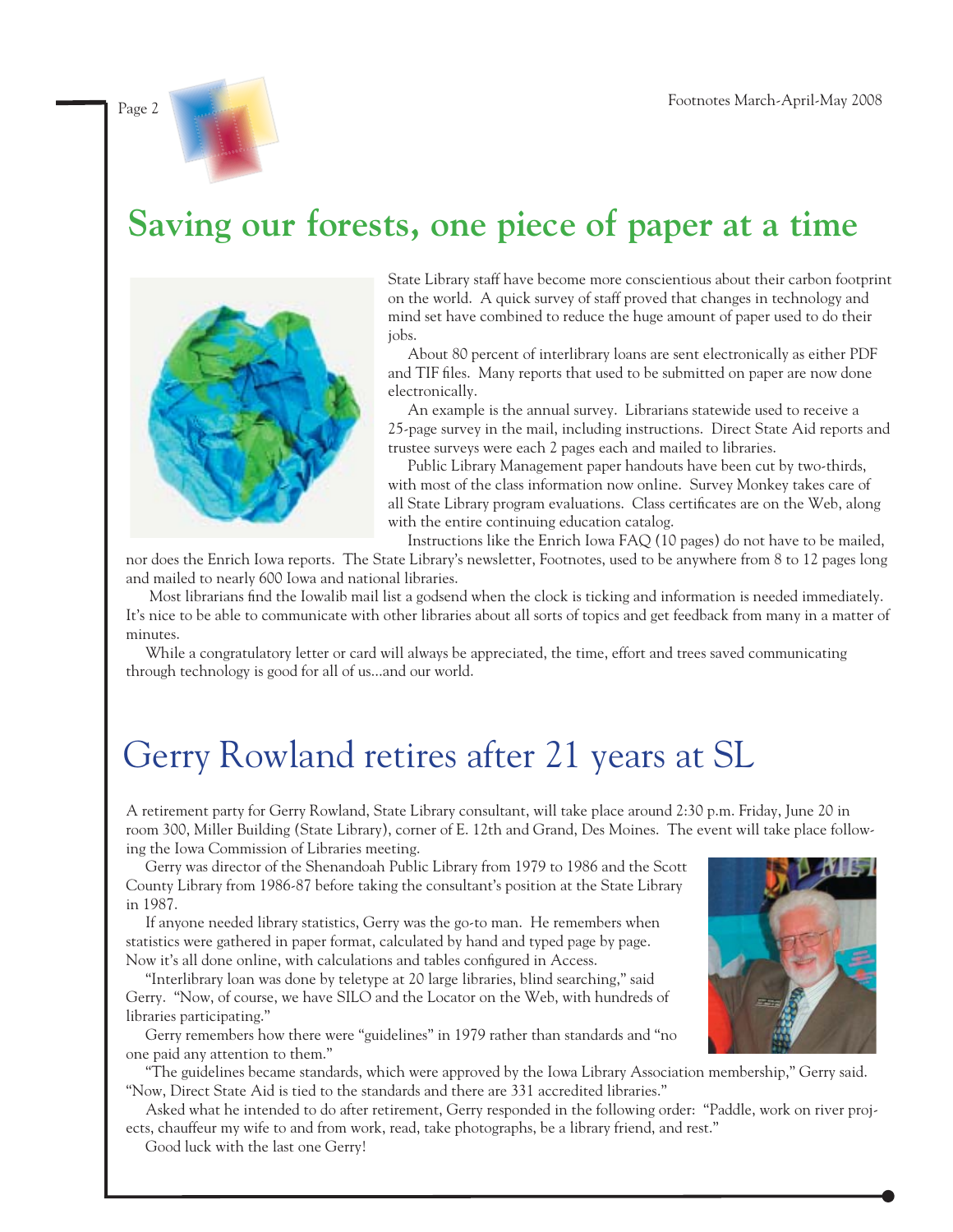# Saving our forests, one piece of paper at a time

State Library staff have become more conscientious about their carbon footprint on the world. A quick survey of staff proved that changes in technology and mind set have combined to reduce the huge amount of paper used to do their jobs.

About 80 percent of interlibrary loans are sent electronically as either PDF and TIF files. Many reports that used to be submitted on paper are now done electronically.

An example is the annual survey. Librarians statewide used to receive a 25-page survey in the mail, including instructions. Direct State Aid reports and trustee surveys were each 2 pages each and mailed to libraries.

Public Library Management paper handouts have been cut by two-thirds, with most of the class information now online. Survey Monkey takes care of all State Library program evaluations. Class certificates are on the Web, along with the entire continuing education catalog.

Instructions like the Enrich Iowa FAQ (10 pages) do not have to be mailed, nor does the Enrich Iowa reports. The State Library's newsletter, Footnotes, used to be anywhere from 8 to 12 pages long and mailed to nearly 600 Iowa and national libraries.

Most librarians find the Iowalib mail list a godsend when the clock is ticking and information is needed immediately. It's nice to be able to communicate with other libraries about all sorts of topics and get feedback from many in a matter of minutes.

While a congratulatory letter or card will always be appreciated, the time, effort and trees saved communicating through technology is good for all of us...and our world.

# Gerry Rowland retires after 21 years at SL

A retirement party for Gerry Rowland, State Library consultant, will take place around 2:30 p.m. Friday, June 20 in room 300, Miller Building (State Library), corner of E. 12th and Grand, Des Moines. The event will take place following the Iowa Commission of Libraries meeting.

Gerry was director of the Shenandoah Public Library from 1979 to 1986 and the Scott County Library from 1986-87 before taking the consultant's position at the State Library in 1987.

If anyone needed library statistics, Gerry was the go-to man. He remembers when statistics were gathered in paper format, calculated by hand and typed page by page. Now it's all done online, with calculations and tables configured in Access.

"Interlibrary loan was done by teletype at 20 large libraries, blind searching," said Gerry. "Now, of course, we have SILO and the Locator on the Web, with hundreds of libraries participating."

Gerry remembers how there were "guidelines" in 1979 rather than standards and "no one paid any attention to them."

"The guidelines became standards, which were approved by the Iowa Library Association membership," Gerry said. "Now, Direct State Aid is tied to the standards and there are 331 accredited libraries."

Asked what he intended to do after retirement, Gerry responded in the following order: "Paddle, work on river projects, chauffeur my wife to and from work, read, take photographs, be a library friend, and rest."

Good luck with the last one Gerry!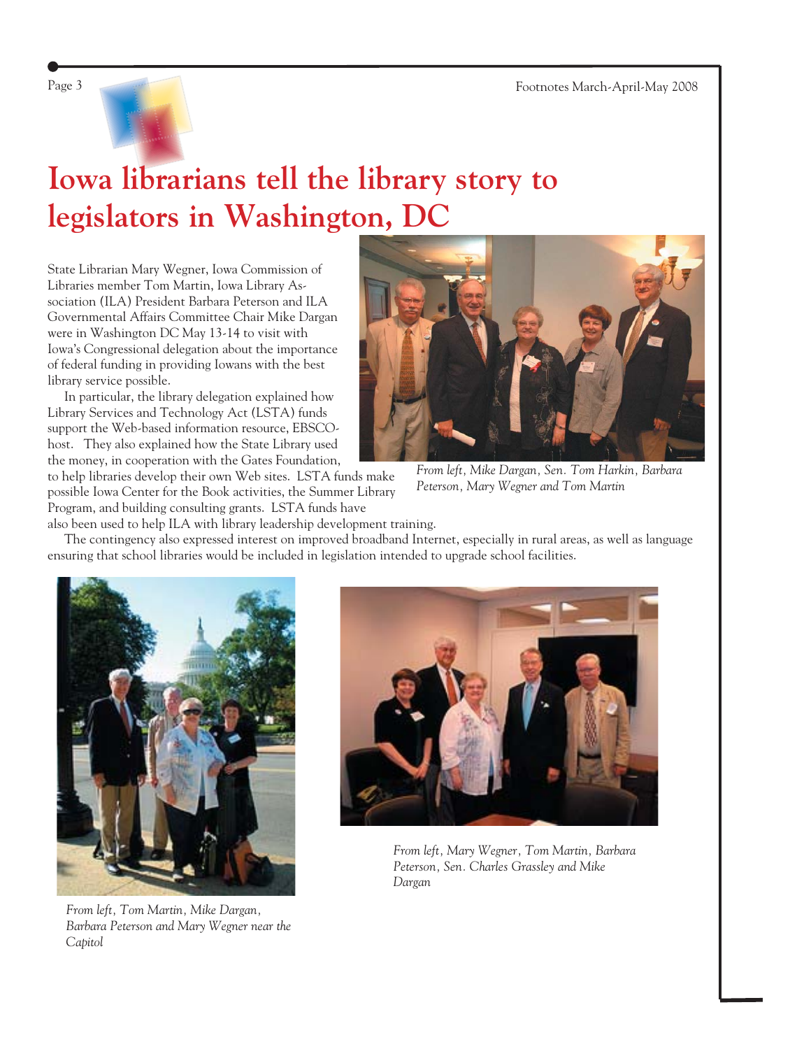# Iowa librarians tell the library story to legislators in Washington, DC

State Librarian Mary Wegner, Iowa Commission of Libraries member Tom Martin, Iowa Library Association (ILA) President Barbara Peterson and ILA Governmental Affairs Committee Chair Mike Dargan were in Washington DC May 13-14 to visit with Iowa's Congressional delegation about the importance of federal funding in providing Iowans with the best library service possible.

In particular, the library delegation explained how Library Services and Technology Act (LSTA) funds support the Web-based information resource, EBSCOhost. They also explained how the State Library used the money, in cooperation with the Gates Foundation, to help libraries develop their own Web sites. LSTA funds make possible Iowa Center for the Book activities, the Summer Library Program, and building consulting grants. LSTA funds have also been used to help ILA with library leadership development training.

The contingency also expressed interest on improved broadband Internet, especially in rural areas, as well as language ensuring that school libraries would be included in legislation intended to upgrade school facilities.

*From left, Mike Dargan, Sen. Tom Harkin, Barbara Peterson, Mary Wegner and Tom Martin*

*From left, Tom Martin, Mike Dargan, Barbara Peterson and Mary Wegner near the Capitol*

*From left, Mary Wegner, Tom Martin, Barbara Peterson, Sen. Charles Grassley and Mike Dargan*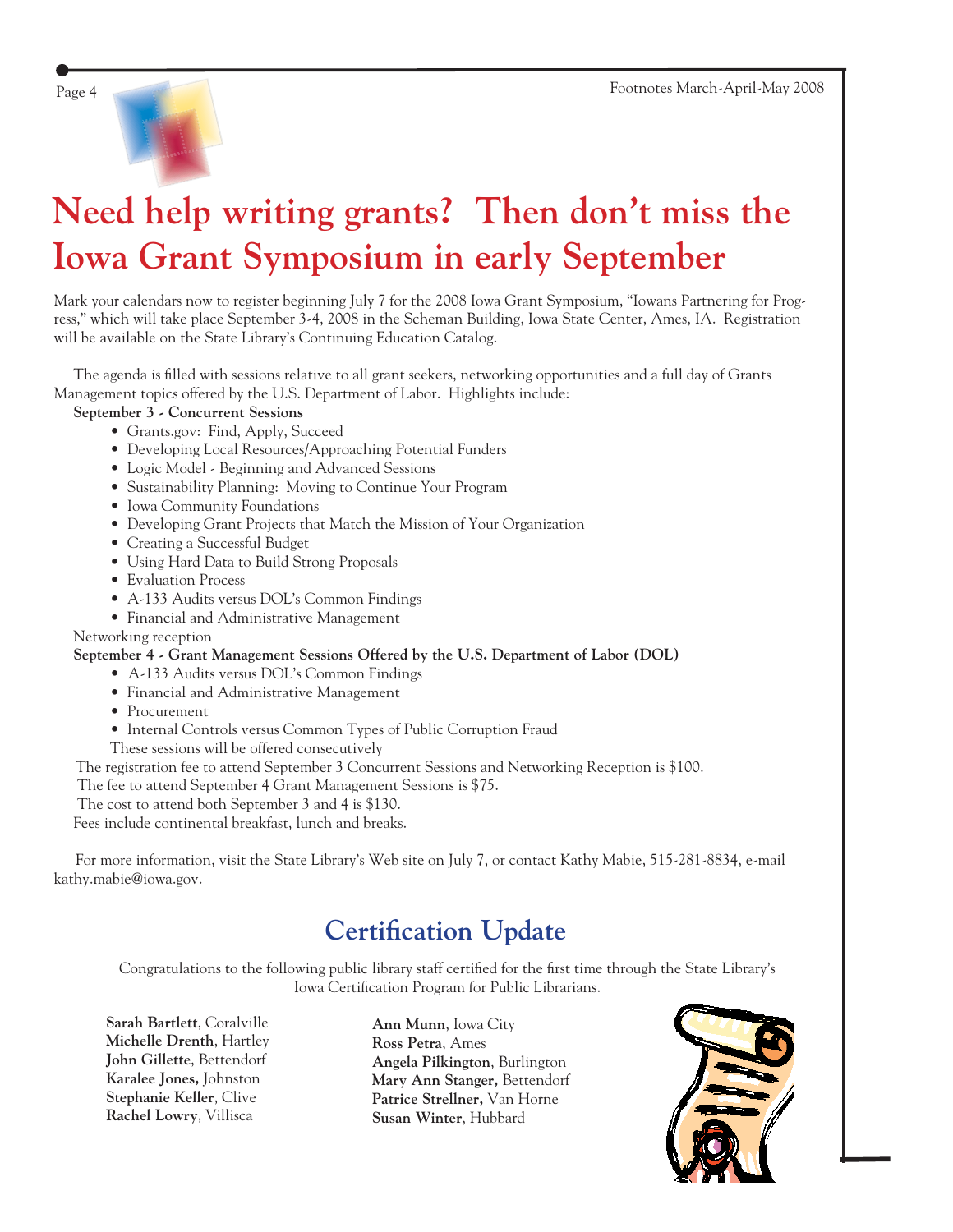# Need help writing grants? Then don't miss the Iowa Grant Symposium in early September

Mark your calendars now to register beginning July 7 for the 2008 Iowa Grant Symposium, "Iowans Partnering for Progress," which will take place September 3-4, 2008 in the Scheman Building, Iowa State Center, Ames, IA. Registration will be available on the State Library's Continuing Education Catalog.

The agenda is filled with sessions relative to all grant seekers, networking opportunities and a full day of Grants Management topics offered by the U.S. Department of Labor. Highlights include:

**September 3 - Concurrent Sessions**

- Grants.gov: Find, Apply, Succeed
- Developing Local Resources/Approaching Potential Funders
- Logic Model - Beginning and Advanced Sessions
- Sustainability Planning: Moving to Continue Your Program
- Iowa Community Foundations
- Developing Grant Projects that Match the Mission of Your Organization
- Creating a Successful Budget
- Using Hard Data to Build Strong Proposals
- Evaluation Process
- A-133 Audits versus DOL's Common Findings
- Financial and Administrative Management

Networking reception

**September 4 - Grant Management Sessions Offered by the U.S. Department of Labor (DOL)**

- A-133 Audits versus DOL's Common Findings
- Financial and Administrative Management
- Procurement
- Internal Controls versus Common Types of Public Corruption Fraud

These sessions will be offered consecutively

The registration fee to attend September 3 Concurrent Sessions and Networking Reception is $100.
The fee to attend September 4 Grant Management Sessions is $75.
The cost to attend both September 3 and 4 is $130.
Fees include continental breakfast, lunch and breaks.

For more information, visit the State Library's Web site on July 7, or contact Kathy Mabie, 515-281-8834, e-mail kathy.mabie@iowa.gov.

## Certification Update

Congratulations to the following public library staff certified for the first time through the State Library's Iowa Certification Program for Public Librarians.

**Sarah Bartlett**, Coralville
**Michelle Drenth**, Hartley
**John Gillette**, Bettendorf
**Karalee Jones,** Johnston
**Stephanie Keller**, Clive
**Rachel Lowry**, Villisca
**Ann Munn**, Iowa City
**Ross Petra**, Ames
**Angela Pilkington**, Burlington
**Mary Ann Stanger,** Bettendorf
**Patrice Strellner,** Van Horne
**Susan Winter**, Hubbard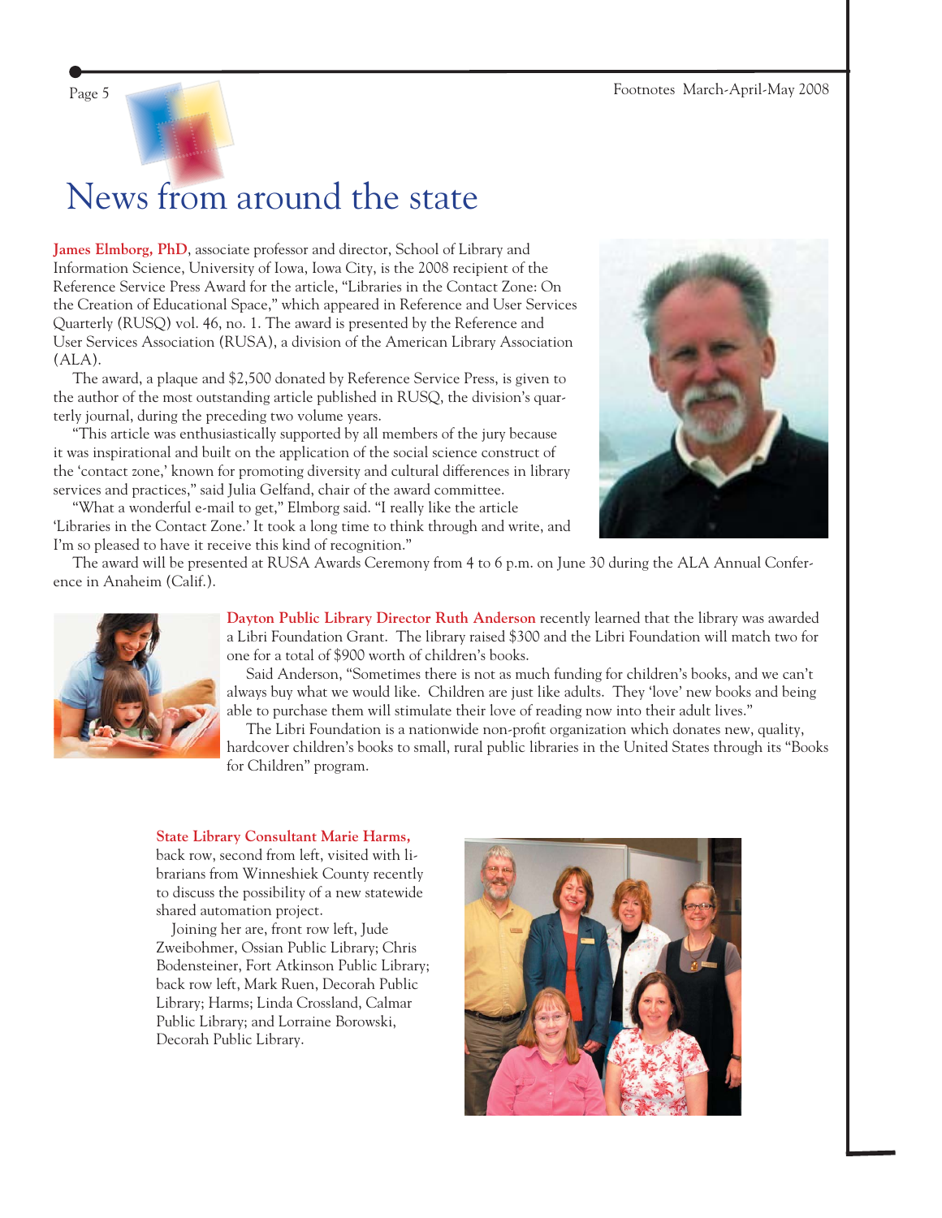# News from around the state

**James Elmborg, PhD**, associate professor and director, School of Library and Information Science, University of Iowa, Iowa City, is the 2008 recipient of the Reference Service Press Award for the article, "Libraries in the Contact Zone: On the Creation of Educational Space," which appeared in Reference and User Services Quarterly (RUSQ) vol. 46, no. 1. The award is presented by the Reference and User Services Association (RUSA), a division of the American Library Association (ALA).

The award, a plaque and $2,500 donated by Reference Service Press, is given to the author of the most outstanding article published in RUSQ, the division's quarterly journal, during the preceding two volume years.

"This article was enthusiastically supported by all members of the jury because it was inspirational and built on the application of the social science construct of the 'contact zone,' known for promoting diversity and cultural differences in library services and practices," said Julia Gelfand, chair of the award committee.

"What a wonderful e-mail to get," Elmborg said. "I really like the article 'Libraries in the Contact Zone.' It took a long time to think through and write, and I'm so pleased to have it receive this kind of recognition."

The award will be presented at RUSA Awards Ceremony from 4 to 6 p.m. on June 30 during the ALA Annual Conference in Anaheim (Calif.).

**Dayton Public Library Director Ruth Anderson** recently learned that the library was awarded a Libri Foundation Grant. The library raised $300 and the Libri Foundation will match two for one for a total of $900 worth of children's books.

Said Anderson, "Sometimes there is not as much funding for children's books, and we can't always buy what we would like. Children are just like adults. They 'love' new books and being able to purchase them will stimulate their love of reading now into their adult lives."

The Libri Foundation is a nationwide non-profit organization which donates new, quality, hardcover children's books to small, rural public libraries in the United States through its "Books for Children" program.

**State Library Consultant Marie Harms,** back row, second from left, visited with librarians from Winneshiek County recently to discuss the possibility of a new statewide shared automation project.

Joining her are, front row left, Jude Zweibohmer, Ossian Public Library; Chris Bodensteiner, Fort Atkinson Public Library; back row left, Mark Ruen, Decorah Public Library; Harms; Linda Crossland, Calmar Public Library; and Lorraine Borowski, Decorah Public Library.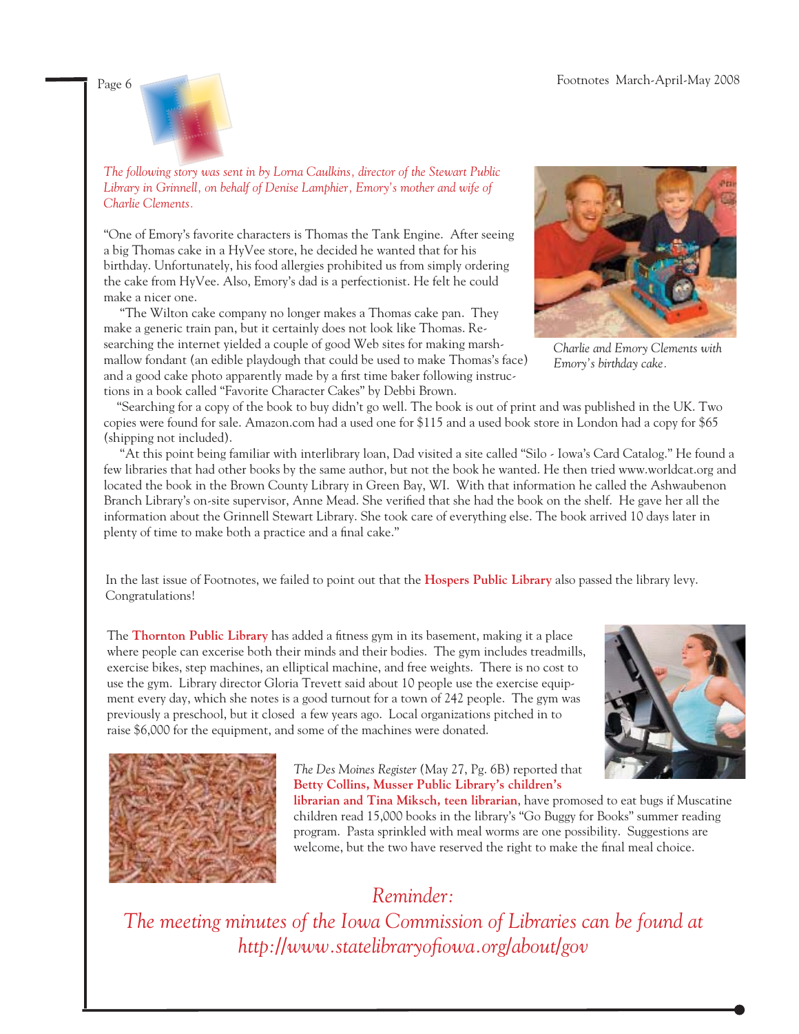*The following story was sent in by Lorna Caulkins, director of the Stewart Public Library in Grinnell, on behalf of Denise Lamphier, Emory's mother and wife of Charlie Clements.*

"One of Emory's favorite characters is Thomas the Tank Engine. After seeing a big Thomas cake in a HyVee store, he decided he wanted that for his birthday. Unfortunately, his food allergies prohibited us from simply ordering the cake from HyVee. Also, Emory's dad is a perfectionist. He felt he could make a nicer one.

"The Wilton cake company no longer makes a Thomas cake pan. They make a generic train pan, but it certainly does not look like Thomas. Researching the internet yielded a couple of good Web sites for making marshmallow fondant (an edible playdough that could be used to make Thomas's face) and a good cake photo apparently made by a first time baker following instructions in a book called "Favorite Character Cakes" by Debbi Brown.

*Charlie and Emory Clements with Emory's birthday cake.*

"Searching for a copy of the book to buy didn't go well. The book is out of print and was published in the UK. Two copies were found for sale. Amazon.com had a used one for $115 and a used book store in London had a copy for $65 (shipping not included).

"At this point being familiar with interlibrary loan, Dad visited a site called "Silo - Iowa's Card Catalog." He found a few libraries that had other books by the same author, but not the book he wanted. He then tried www.worldcat.org and located the book in the Brown County Library in Green Bay, WI. With that information he called the Ashwaubenon Branch Library's on-site supervisor, Anne Mead. She verified that she had the book on the shelf. He gave her all the information about the Grinnell Stewart Library. She took care of everything else. The book arrived 10 days later in plenty of time to make both a practice and a final cake."

In the last issue of Footnotes, we failed to point out that the **Hospers Public Library** also passed the library levy. Congratulations!

The **Thornton Public Library** has added a fitness gym in its basement, making it a place where people can excerise both their minds and their bodies. The gym includes treadmills, exercise bikes, step machines, an elliptical machine, and free weights. There is no cost to use the gym. Library director Gloria Trevett said about 10 people use the exercise equipment every day, which she notes is a good turnout for a town of 242 people. The gym was previously a preschool, but it closed a few years ago. Local organizations pitched in to raise $6,000 for the equipment, and some of the machines were donated.

*The Des Moines Register* (May 27, Pg. 6B) reported that **Betty Collins, Musser Public Library's children's librarian and Tina Miksch, teen librarian**, have promosed to eat bugs if Muscatine children read 15,000 books in the library's "Go Buggy for Books" summer reading program. Pasta sprinkled with meal worms are one possibility. Suggestions are welcome, but the two have reserved the right to make the final meal choice.

*Reminder:*
*The meeting minutes of the Iowa Commission of Libraries can be found at http://www.statelibraryofiowa.org/about/gov*